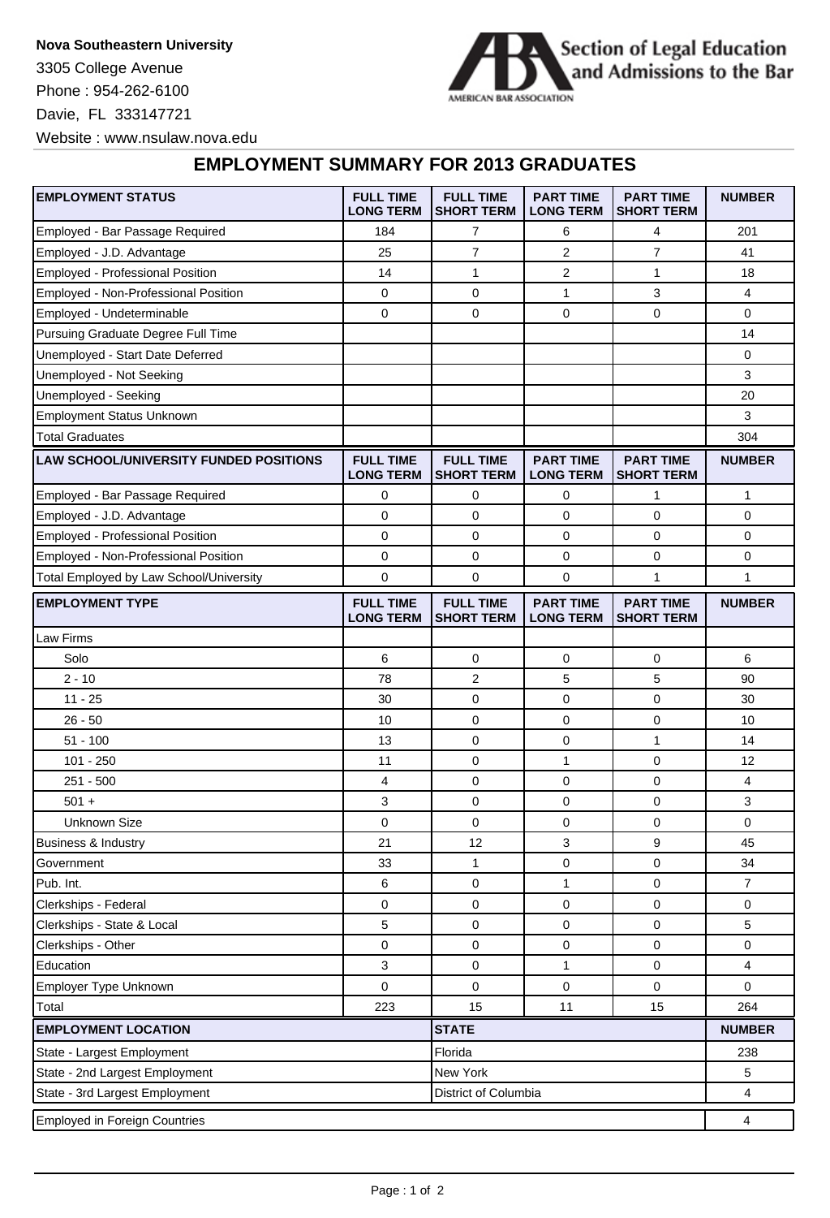**Nova Southeastern University**

3305 College Avenue

Phone : 954-262-6100

Davie, FL 333147721

Website : www.nsulaw.nova.edu

Section of Legal Education and Admissions to the Bar

AMERICAN BAR ASSOCIATION

## EMPLOYMENT SUMMARY FOR 2013 GRADUATES

| EMPLOYMENT STATUS | FULL TIME LONG TERM | FULL TIME SHORT TERM | PART TIME LONG TERM | PART TIME SHORT TERM | NUMBER |
|---|---|---|---|---|---|
| Employed - Bar Passage Required | 184 | 7 | 6 | 4 | 201 |
| Employed - J.D. Advantage | 25 | 7 | 2 | 7 | 41 |
| Employed - Professional Position | 14 | 1 | 2 | 1 | 18 |
| Employed - Non-Professional Position | 0 | 0 | 1 | 3 | 4 |
| Employed - Undeterminable | 0 | 0 | 0 | 0 | 0 |
| Pursuing Graduate Degree Full Time | | | | | 14 |
| Unemployed - Start Date Deferred | | | | | 0 |
| Unemployed - Not Seeking | | | | | 3 |
| Unemployed - Seeking | | | | | 20 |
| Employment Status Unknown | | | | | 3 |
| Total Graduates | | | | | 304 |

| LAW SCHOOL/UNIVERSITY FUNDED POSITIONS | FULL TIME LONG TERM | FULL TIME SHORT TERM | PART TIME LONG TERM | PART TIME SHORT TERM | NUMBER |
|---|---|---|---|---|---|
| Employed - Bar Passage Required | 0 | 0 | 0 | 1 | 1 |
| Employed - J.D. Advantage | 0 | 0 | 0 | 0 | 0 |
| Employed - Professional Position | 0 | 0 | 0 | 0 | 0 |
| Employed - Non-Professional Position | 0 | 0 | 0 | 0 | 0 |
| Total Employed by Law School/University | 0 | 0 | 0 | 1 | 1 |

| EMPLOYMENT TYPE | FULL TIME LONG TERM | FULL TIME SHORT TERM | PART TIME LONG TERM | PART TIME SHORT TERM | NUMBER |
|---|---|---|---|---|---|
| Law Firms | | | | | |
| Solo | 6 | 0 | 0 | 0 | 6 |
| 2 - 10 | 78 | 2 | 5 | 5 | 90 |
| 11 - 25 | 30 | 0 | 0 | 0 | 30 |
| 26 - 50 | 10 | 0 | 0 | 0 | 10 |
| 51 - 100 | 13 | 0 | 0 | 1 | 14 |
| 101 - 250 | 11 | 0 | 1 | 0 | 12 |
| 251 - 500 | 4 | 0 | 0 | 0 | 4 |
| 501 + | 3 | 0 | 0 | 0 | 3 |
| Unknown Size | 0 | 0 | 0 | 0 | 0 |
| Business & Industry | 21 | 12 | 3 | 9 | 45 |
| Government | 33 | 1 | 0 | 0 | 34 |
| Pub. Int. | 6 | 0 | 1 | 0 | 7 |
| Clerkships - Federal | 0 | 0 | 0 | 0 | 0 |
| Clerkships - State & Local | 5 | 0 | 0 | 0 | 5 |
| Clerkships - Other | 0 | 0 | 0 | 0 | 0 |
| Education | 3 | 0 | 1 | 0 | 4 |
| Employer Type Unknown | 0 | 0 | 0 | 0 | 0 |
| Total | 223 | 15 | 11 | 15 | 264 |

| EMPLOYMENT LOCATION | STATE | NUMBER |
|---|---|---|
| State - Largest Employment | Florida | 238 |
| State - 2nd Largest Employment | New York | 5 |
| State - 3rd Largest Employment | District of Columbia | 4 |
| Employed in Foreign Countries | | 4 |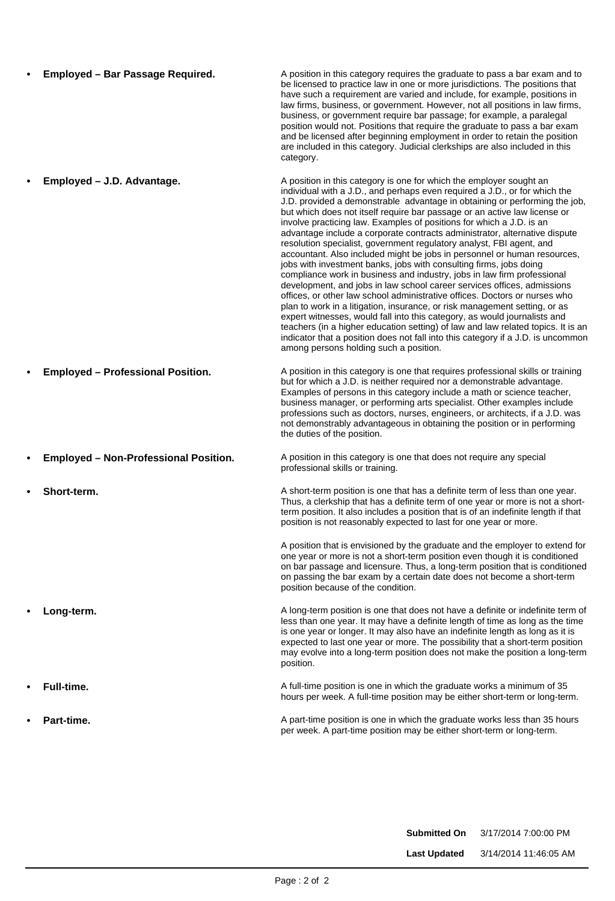- **Employed – Bar Passage Required.** A position in this category requires the graduate to pass a bar exam and to be licensed to practice law in one or more jurisdictions. The positions that have such a requirement are varied and include, for example, positions in law firms, business, or government. However, not all positions in law firms, business, or government require bar passage; for example, a paralegal position would not. Positions that require the graduate to pass a bar exam and be licensed after beginning employment in order to retain the position are included in this category. Judicial clerkships are also included in this category.

- **Employed – J.D. Advantage.** A position in this category is one for which the employer sought an individual with a J.D., and perhaps even required a J.D., or for which the J.D. provided a demonstrable advantage in obtaining or performing the job, but which does not itself require bar passage or an active law license or involve practicing law. Examples of positions for which a J.D. is an advantage include a corporate contracts administrator, alternative dispute resolution specialist, government regulatory analyst, FBI agent, and accountant. Also included might be jobs in personnel or human resources, jobs with investment banks, jobs with consulting firms, jobs doing compliance work in business and industry, jobs in law firm professional development, and jobs in law school career services offices, admissions offices, or other law school administrative offices. Doctors or nurses who plan to work in a litigation, insurance, or risk management setting, or as expert witnesses, would fall into this category, as would journalists and teachers (in a higher education setting) of law and law related topics. It is an indicator that a position does not fall into this category if a J.D. is uncommon among persons holding such a position.

- **Employed – Professional Position.** A position in this category is one that requires professional skills or training but for which a J.D. is neither required nor a demonstrable advantage. Examples of persons in this category include a math or science teacher, business manager, or performing arts specialist. Other examples include professions such as doctors, nurses, engineers, or architects, if a J.D. was not demonstrably advantageous in obtaining the position or in performing the duties of the position.

- **Employed – Non-Professional Position.** A position in this category is one that does not require any special professional skills or training.

- **Short-term.** A short-term position is one that has a definite term of less than one year. Thus, a clerkship that has a definite term of one year or more is not a short-term position. It also includes a position that is of an indefinite length if that position is not reasonably expected to last for one year or more.

  A position that is envisioned by the graduate and the employer to extend for one year or more is not a short-term position even though it is conditioned on bar passage and licensure. Thus, a long-term position that is conditioned on passing the bar exam by a certain date does not become a short-term position because of the condition.

- **Long-term.** A long-term position is one that does not have a definite or indefinite term of less than one year. It may have a definite length of time as long as the time is one year or longer. It may also have an indefinite length as long as it is expected to last one year or more. The possibility that a short-term position may evolve into a long-term position does not make the position a long-term position.

- **Full-time.** A full-time position is one in which the graduate works a minimum of 35 hours per week. A full-time position may be either short-term or long-term.

- **Part-time.** A part-time position is one in which the graduate works less than 35 hours per week. A part-time position may be either short-term or long-term.

**Submitted On** 3/17/2014 7:00:00 PM

**Last Updated** 3/14/2014 11:46:05 AM